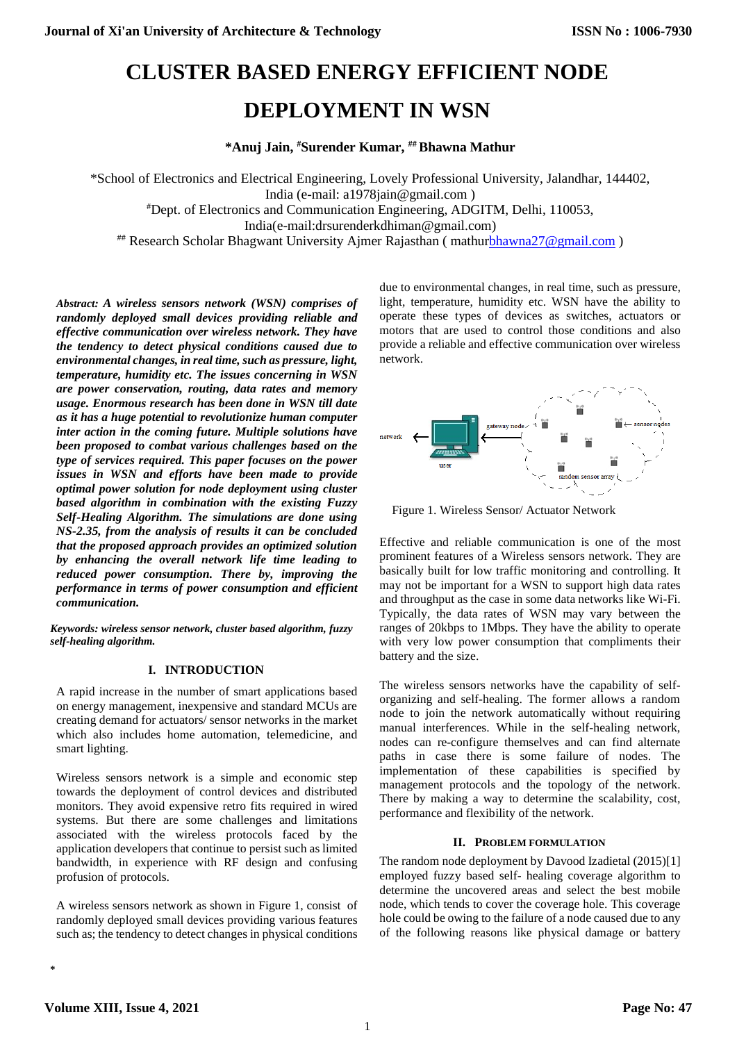# CLUSTER BASED ENERGY EFFICIENT NODE DEPLOYMENT IN WSN

**\*Anuj Jain, #Surender Kumar, ## Bhawna Mathur**

\*School of Electronics and Electrical Engineering, Lovely Professional University, Jalandhar, 144402, India (e-mail: a1978jain@gmail.com )

#Dept. of Electronics and Communication Engineering, ADGITM, Delhi, 110053, India(e-mail:drsurenderkdhiman@gmail.com)

## Research Scholar Bhagwant University Ajmer Rajasthan ( mathurbhawna27@gmail.com )

***Abstract: A wireless sensors network (WSN) comprises of randomly deployed small devices providing reliable and effective communication over wireless network. They have the tendency to detect physical conditions caused due to environmental changes, in real time, such as pressure, light, temperature, humidity etc. The issues concerning in WSN are power conservation, routing, data rates and memory usage. Enormous research has been done in WSN till date as it has a huge potential to revolutionize human computer inter action in the coming future. Multiple solutions have been proposed to combat various challenges based on the type of services required. This paper focuses on the power issues in WSN and efforts have been made to provide optimal power solution for node deployment using cluster based algorithm in combination with the existing Fuzzy Self-Healing Algorithm. The simulations are done using NS-2.35, from the analysis of results it can be concluded that the proposed approach provides an optimized solution by enhancing the overall network life time leading to reduced power consumption. There by, improving the performance in terms of power consumption and efficient communication.***

***Keywords: wireless sensor network, cluster based algorithm, fuzzy self-healing algorithm.***

## I. INTRODUCTION

A rapid increase in the number of smart applications based on energy management, inexpensive and standard MCUs are creating demand for actuators/ sensor networks in the market which also includes home automation, telemedicine, and smart lighting.

Wireless sensors network is a simple and economic step towards the deployment of control devices and distributed monitors. They avoid expensive retro fits required in wired systems. But there are some challenges and limitations associated with the wireless protocols faced by the application developers that continue to persist such as limited bandwidth, in experience with RF design and confusing profusion of protocols.

A wireless sensors network as shown in Figure 1, consist of randomly deployed small devices providing various features such as; the tendency to detect changes in physical conditions due to environmental changes, in real time, such as pressure, light, temperature, humidity etc. WSN have the ability to operate these types of devices as switches, actuators or motors that are used to control those conditions and also provide a reliable and effective communication over wireless network.

network
user
gateway node
sensor nodes
random sensor array

Figure 1. Wireless Sensor/ Actuator Network

Effective and reliable communication is one of the most prominent features of a Wireless sensors network. They are basically built for low traffic monitoring and controlling. It may not be important for a WSN to support high data rates and throughput as the case in some data networks like Wi-Fi. Typically, the data rates of WSN may vary between the ranges of 20kbps to 1Mbps. They have the ability to operate with very low power consumption that compliments their battery and the size.

The wireless sensors networks have the capability of self-organizing and self-healing. The former allows a random node to join the network automatically without requiring manual interferences. While in the self-healing network, nodes can re-configure themselves and can find alternate paths in case there is some failure of nodes. The implementation of these capabilities is specified by management protocols and the topology of the network. There by making a way to determine the scalability, cost, performance and flexibility of the network.

## II. PROBLEM FORMULATION

The random node deployment by Davood Izadietal (2015)[1] employed fuzzy based self- healing coverage algorithm to determine the uncovered areas and select the best mobile node, which tends to cover the coverage hole. This coverage hole could be owing to the failure of a node caused due to any of the following reasons like physical damage or battery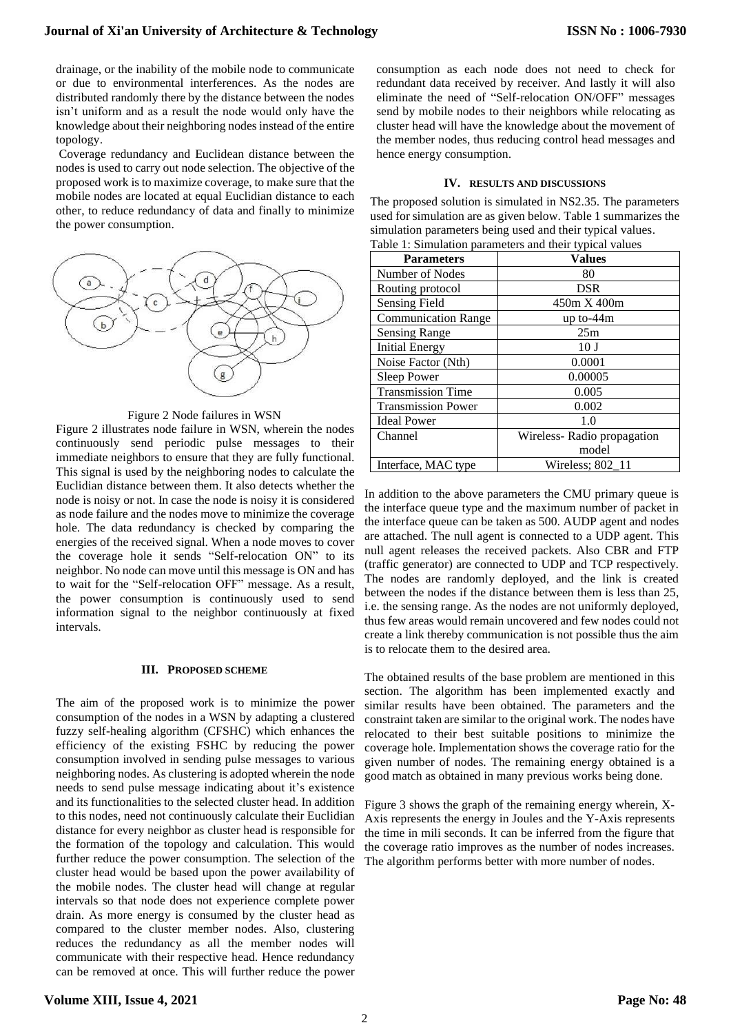drainage, or the inability of the mobile node to communicate or due to environmental interferences. As the nodes are distributed randomly there by the distance between the nodes isn't uniform and as a result the node would only have the knowledge about their neighboring nodes instead of the entire topology.

Coverage redundancy and Euclidean distance between the nodes is used to carry out node selection. The objective of the proposed work is to maximize coverage, to make sure that the mobile nodes are located at equal Euclidian distance to each other, to reduce redundancy of data and finally to minimize the power consumption.

Figure 2 Node failures in WSN

Figure 2 illustrates node failure in WSN, wherein the nodes continuously send periodic pulse messages to their immediate neighbors to ensure that they are fully functional. This signal is used by the neighboring nodes to calculate the Euclidian distance between them. It also detects whether the node is noisy or not. In case the node is noisy it is considered as node failure and the nodes move to minimize the coverage hole. The data redundancy is checked by comparing the energies of the received signal. When a node moves to cover the coverage hole it sends "Self-relocation ON" to its neighbor. No node can move until this message is ON and has to wait for the "Self-relocation OFF" message. As a result, the power consumption is continuously used to send information signal to the neighbor continuously at fixed intervals.

## III. PROPOSED SCHEME

The aim of the proposed work is to minimize the power consumption of the nodes in a WSN by adapting a clustered fuzzy self-healing algorithm (CFSHC) which enhances the efficiency of the existing FSHC by reducing the power consumption involved in sending pulse messages to various neighboring nodes. As clustering is adopted wherein the node needs to send pulse message indicating about it's existence and its functionalities to the selected cluster head. In addition to this nodes, need not continuously calculate their Euclidian distance for every neighbor as cluster head is responsible for the formation of the topology and calculation. This would further reduce the power consumption. The selection of the cluster head would be based upon the power availability of the mobile nodes. The cluster head will change at regular intervals so that node does not experience complete power drain. As more energy is consumed by the cluster head as compared to the cluster member nodes. Also, clustering reduces the redundancy as all the member nodes will communicate with their respective head. Hence redundancy can be removed at once. This will further reduce the power consumption as each node does not need to check for redundant data received by receiver. And lastly it will also eliminate the need of "Self-relocation ON/OFF" messages send by mobile nodes to their neighbors while relocating as cluster head will have the knowledge about the movement of the member nodes, thus reducing control head messages and hence energy consumption.

## IV. RESULTS AND DISCUSSIONS

The proposed solution is simulated in NS2.35. The parameters used for simulation are as given below. Table 1 summarizes the simulation parameters being used and their typical values.

Table 1: Simulation parameters and their typical values

| Parameters | Values |
|---|---|
| Number of Nodes | 80 |
| Routing protocol | DSR |
| Sensing Field | 450m X 400m |
| Communication Range | up to-44m |
| Sensing Range | 25m |
| Initial Energy | 10 J |
| Noise Factor (Nth) | 0.0001 |
| Sleep Power | 0.00005 |
| Transmission Time | 0.005 |
| Transmission Power | 0.002 |
| Ideal Power | 1.0 |
| Channel | Wireless- Radio propagation model |
| Interface, MAC type | Wireless; 802_11 |

In addition to the above parameters the CMU primary queue is the interface queue type and the maximum number of packet in the interface queue can be taken as 500. AUDP agent and nodes are attached. The null agent is connected to a UDP agent. This null agent releases the received packets. Also CBR and FTP (traffic generator) are connected to UDP and TCP respectively. The nodes are randomly deployed, and the link is created between the nodes if the distance between them is less than 25, i.e. the sensing range. As the nodes are not uniformly deployed, thus few areas would remain uncovered and few nodes could not create a link thereby communication is not possible thus the aim is to relocate them to the desired area.

The obtained results of the base problem are mentioned in this section. The algorithm has been implemented exactly and similar results have been obtained. The parameters and the constraint taken are similar to the original work. The nodes have relocated to their best suitable positions to minimize the coverage hole. Implementation shows the coverage ratio for the given number of nodes. The remaining energy obtained is a good match as obtained in many previous works being done.

Figure 3 shows the graph of the remaining energy wherein, X-Axis represents the energy in Joules and the Y-Axis represents the time in mili seconds. It can be inferred from the figure that the coverage ratio improves as the number of nodes increases. The algorithm performs better with more number of nodes.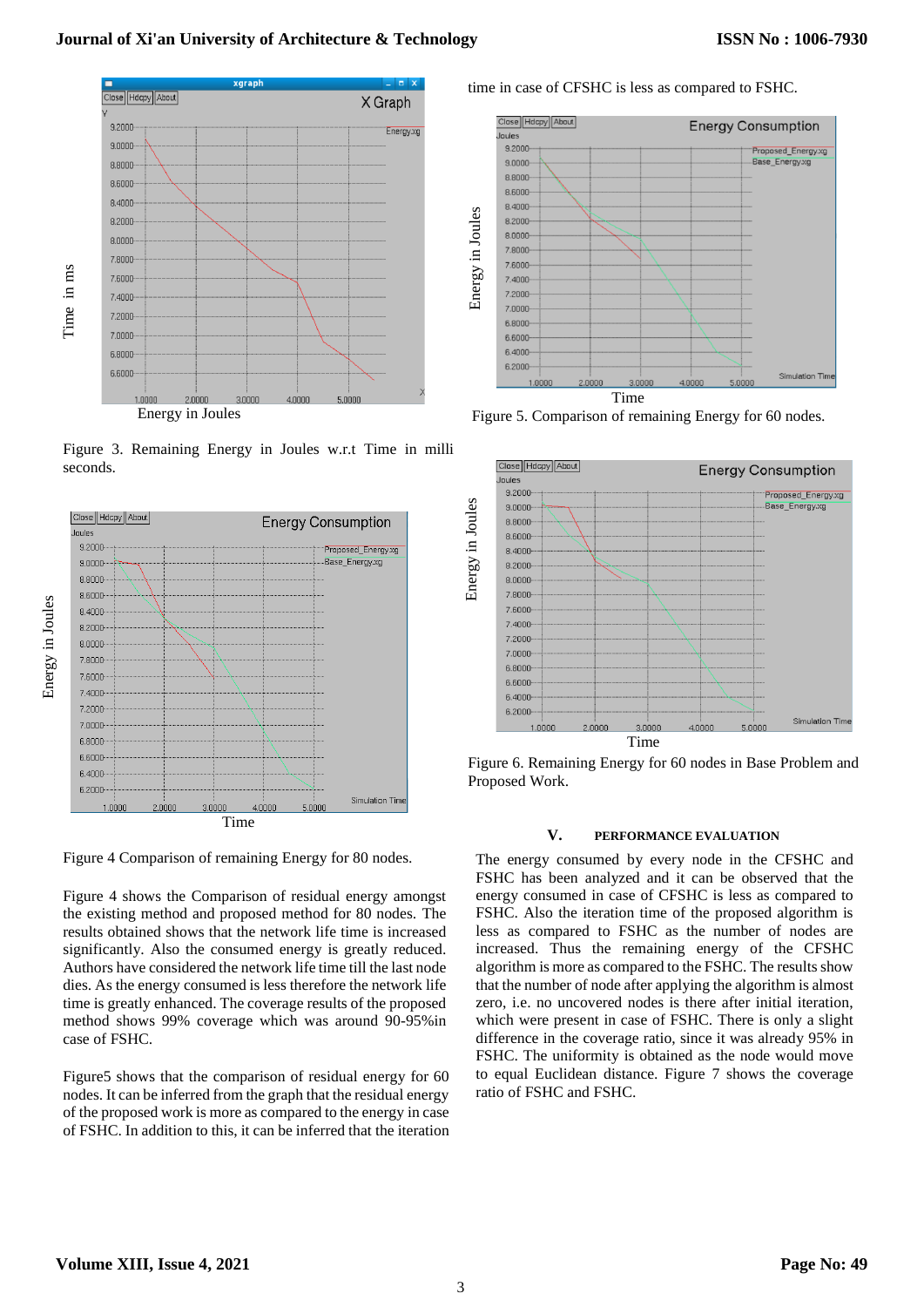xgraph

Close Hdcpy About

X Graph

Y

Energy.xg

9.2000
9.0000
8.8000
8.6000
8.4000
8.2000
8.0000
7.8000
7.6000
7.4000
7.2000
7.0000
6.8000
6.6000

1.0000 2.0000 3.0000 4.0000 5.0000

X

Time in ms

Energy in Joules

Figure 3. Remaining Energy in Joules w.r.t Time in milli seconds.

Close Hdcpy About

Energy Consumption

Joules

Proposed_Energy.xg

Base_Energy.xg

9.2000
9.0000
8.8000
8.6000
8.4000
8.2000
8.0000
7.8000
7.6000
7.4000
7.2000
7.0000
6.8000
6.6000
6.4000
6.2000

1.0000 2.0000 3.0000 4.0000 5.0000

Simulation Time

Energy in Joules

Time

Figure 4 Comparison of remaining Energy for 80 nodes.

Figure 4 shows the Comparison of residual energy amongst the existing method and proposed method for 80 nodes. The results obtained shows that the network life time is increased significantly. Also the consumed energy is greatly reduced. Authors have considered the network life time till the last node dies. As the energy consumed is less therefore the network life time is greatly enhanced. The coverage results of the proposed method shows 99% coverage which was around 90-95%in case of FSHC.

Figure5 shows that the comparison of residual energy for 60 nodes. It can be inferred from the graph that the residual energy of the proposed work is more as compared to the energy in case of FSHC. In addition to this, it can be inferred that the iteration time in case of CFSHC is less as compared to FSHC.

Close Hdcpy About

Energy Consumption

Joules

Proposed_Energy.xg

Base_Energy.xg

9.2000
9.0000
8.8000
8.6000
8.4000
8.2000
8.0000
7.8000
7.6000
7.4000
7.2000
7.0000
6.8000
6.6000
6.4000
6.2000

1.0000 2.0000 3.0000 4.0000 5.0000

Simulation Time

Energy in Joules

Time

Figure 5. Comparison of remaining Energy for 60 nodes.

Close Hdcpy About

Energy Consumption

Joules

Proposed_Energy.xg

Base_Energy.xg

9.2000
9.0000
8.8000
8.6000
8.4000
8.2000
8.0000
7.8000
7.6000
7.4000
7.2000
7.0000
6.8000
6.6000
6.4000
6.2000

1.0000 2.0000 3.0000 4.0000 5.0000

Simulation Time

Energy in Joules

Time

Figure 6. Remaining Energy for 60 nodes in Base Problem and Proposed Work.

## V. PERFORMANCE EVALUATION

The energy consumed by every node in the CFSHC and FSHC has been analyzed and it can be observed that the energy consumed in case of CFSHC is less as compared to FSHC. Also the iteration time of the proposed algorithm is less as compared to FSHC as the number of nodes are increased. Thus the remaining energy of the CFSHC algorithm is more as compared to the FSHC. The results show that the number of node after applying the algorithm is almost zero, i.e. no uncovered nodes is there after initial iteration, which were present in case of FSHC. There is only a slight difference in the coverage ratio, since it was already 95% in FSHC. The uniformity is obtained as the node would move to equal Euclidean distance. Figure 7 shows the coverage ratio of FSHC and FSHC.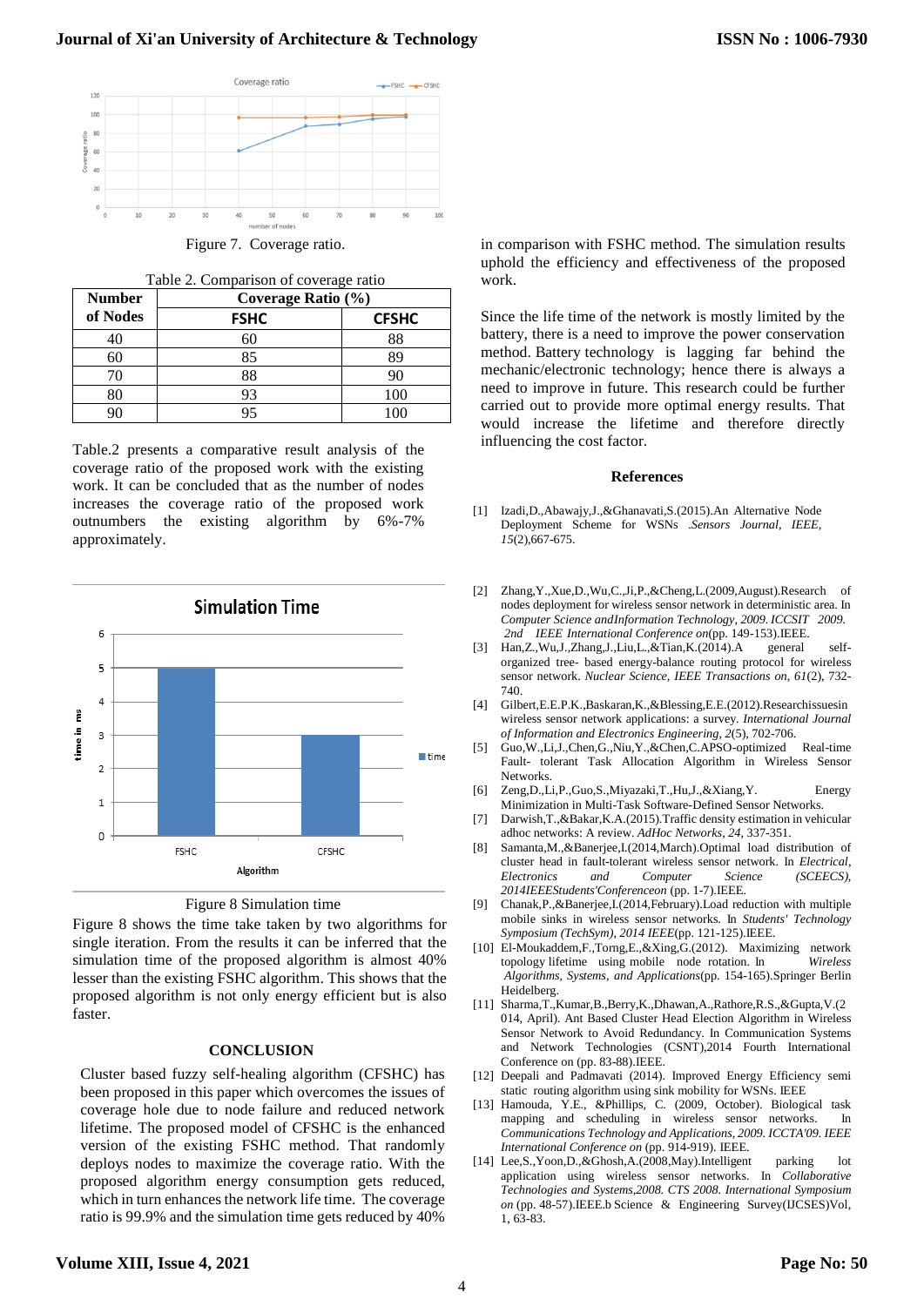Coverage ratio

FSHC CFSHC

120
100
80
60
40
20
0

Coverage ratio

0 10 20 30 40 50 60 70 80 90 100

number of nodes

Figure 7. Coverage ratio.

Table 2. Comparison of coverage ratio

| Number of Nodes | Coverage Ratio (%) | |
|---|---|---|
| | FSHC | CFSHC |
| 40 | 60 | 88 |
| 60 | 85 | 89 |
| 70 | 88 | 90 |
| 80 | 93 | 100 |
| 90 | 95 | 100 |

Table.2 presents a comparative result analysis of the coverage ratio of the proposed work with the existing work. It can be concluded that as the number of nodes increases the coverage ratio of the proposed work outnumbers the existing algorithm by 6%-7% approximately.

Simulation Time

6
5
4
3
2
1
0

time in ms

FSHC CFSHC

Algorithm

time

Figure 8 Simulation time

Figure 8 shows the time take taken by two algorithms for single iteration. From the results it can be inferred that the simulation time of the proposed algorithm is almost 40% lesser than the existing FSHC algorithm. This shows that the proposed algorithm is not only energy efficient but is also faster.

## CONCLUSION

Cluster based fuzzy self-healing algorithm (CFSHC) has been proposed in this paper which overcomes the issues of coverage hole due to node failure and reduced network lifetime. The proposed model of CFSHC is the enhanced version of the existing FSHC method. That randomly deploys nodes to maximize the coverage ratio. With the proposed algorithm energy consumption gets reduced, which in turn enhances the network life time. The coverage ratio is 99.9% and the simulation time gets reduced by 40% in comparison with FSHC method. The simulation results uphold the efficiency and effectiveness of the proposed work.

Since the life time of the network is mostly limited by the battery, there is a need to improve the power conservation method. Battery technology is lagging far behind the mechanic/electronic technology; hence there is always a need to improve in future. This research could be further carried out to provide more optimal energy results. That would increase the lifetime and therefore directly influencing the cost factor.

## References

[1] Izadi,D.,Abawajy,J.,&Ghanavati,S.(2015).An Alternative Node Deployment Scheme for WSNs *.Sensors Journal, IEEE, 15*(2),667-675.

[2] Zhang,Y.,Xue,D.,Wu,C.,Ji,P.,&Cheng,L.(2009,August).Research of nodes deployment for wireless sensor network in deterministic area. In *Computer Science andInformation Technology, 2009. ICCSIT 2009. 2nd IEEE International Conference on*(pp. 149-153).IEEE.

[3] Han,Z.,Wu,J.,Zhang,J.,Liu,L.,&Tian,K.(2014).A general self-organized tree- based energy-balance routing protocol for wireless sensor network. *Nuclear Science, IEEE Transactions on, 61*(2), 732-740.

[4] Gilbert,E.E.P.K.,Baskaran,K.,&Blessing,E.E.(2012).Researchissuesin wireless sensor network applications: a survey. *International Journal of Information and Electronics Engineering, 2*(5), 702-706.

[5] Guo,W.,Li,J.,Chen,G.,Niu,Y.,&Chen,C.APSO-optimized Real-time Fault- tolerant Task Allocation Algorithm in Wireless Sensor Networks.

[6] Zeng,D.,Li,P.,Guo,S.,Miyazaki,T.,Hu,J.,&Xiang,Y. Energy Minimization in Multi-Task Software-Defined Sensor Networks.

[7] Darwish,T.,&Bakar,K.A.(2015).Traffic density estimation in vehicular adhoc networks: A review. *AdHoc Networks, 24*, 337-351.

[8] Samanta,M.,&Banerjee,I.(2014,March).Optimal load distribution of cluster head in fault-tolerant wireless sensor network. In *Electrical, Electronics and Computer Science (SCEECS), 2014IEEEStudents'Conferenceon* (pp. 1-7).IEEE.

[9] Chanak,P.,&Banerjee,I.(2014,February).Load reduction with multiple mobile sinks in wireless sensor networks. In *Students' Technology Symposium (TechSym), 2014 IEEE*(pp. 121-125).IEEE.

[10] El-Moukaddem,F.,Torng,E.,&Xing,G.(2012). Maximizing network topology lifetime using mobile node rotation. In *Wireless Algorithms, Systems, and Applications*(pp. 154-165).Springer Berlin Heidelberg.

[11] Sharma,T.,Kumar,B.,Berry,K.,Dhawan,A.,Rathore,R.S.,&Gupta,V.(2 014, April). Ant Based Cluster Head Election Algorithm in Wireless Sensor Network to Avoid Redundancy. In Communication Systems and Network Technologies (CSNT),2014 Fourth International Conference on (pp. 83-88).IEEE.

[12] Deepali and Padmavati (2014). Improved Energy Efficiency semi static routing algorithm using sink mobility for WSNs. IEEE

[13] Hamouda, Y.E., &Phillips, C. (2009, October). Biological task mapping and scheduling in wireless sensor networks. In *Communications Technology and Applications, 2009. ICCTA'09. IEEE International Conference on* (pp. 914-919). IEEE.

[14] Lee,S.,Yoon,D.,&Ghosh,A.(2008,May).Intelligent parking lot application using wireless sensor networks. In *Collaborative Technologies and Systems,2008. CTS 2008. International Symposium on* (pp. 48-57).IEEE.b Science & Engineering Survey(IJCSES)Vol, 1, 63-83.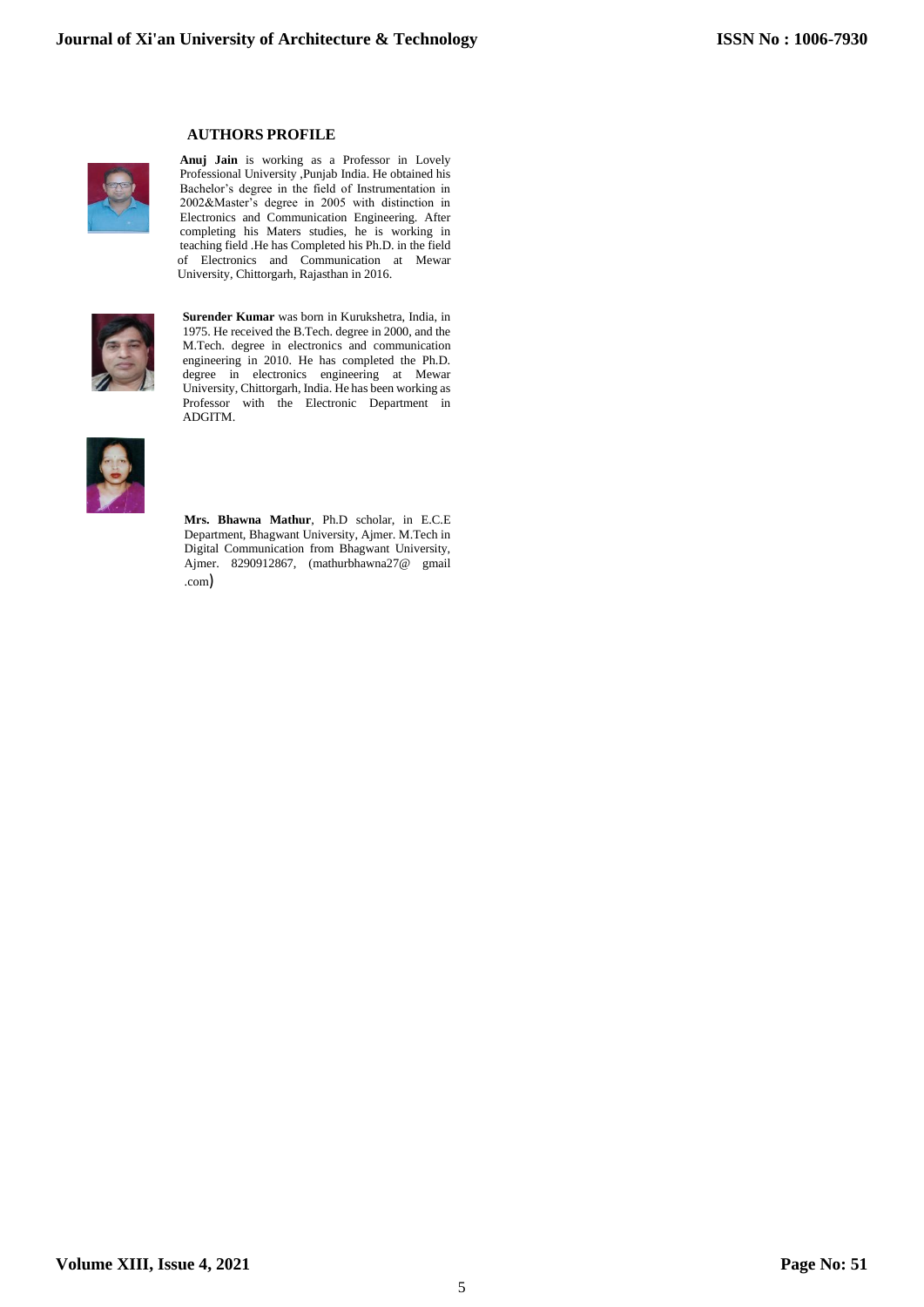## AUTHORS PROFILE

**Anuj Jain** is working as a Professor in Lovely Professional University ,Punjab India. He obtained his Bachelor's degree in the field of Instrumentation in 2002&Master's degree in 2005 with distinction in Electronics and Communication Engineering. After completing his Maters studies, he is working in teaching field .He has Completed his Ph.D. in the field of Electronics and Communication at Mewar University, Chittorgarh, Rajasthan in 2016.

**Surender Kumar** was born in Kurukshetra, India, in 1975. He received the B.Tech. degree in 2000, and the M.Tech. degree in electronics and communication engineering in 2010. He has completed the Ph.D. degree in electronics engineering at Mewar University, Chittorgarh, India. He has been working as Professor with the Electronic Department in ADGITM.

**Mrs. Bhawna Mathur**, Ph.D scholar, in E.C.E Department, Bhagwant University, Ajmer. M.Tech in Digital Communication from Bhagwant University, Ajmer. 8290912867, (mathurbhawna27@ gmail .com)